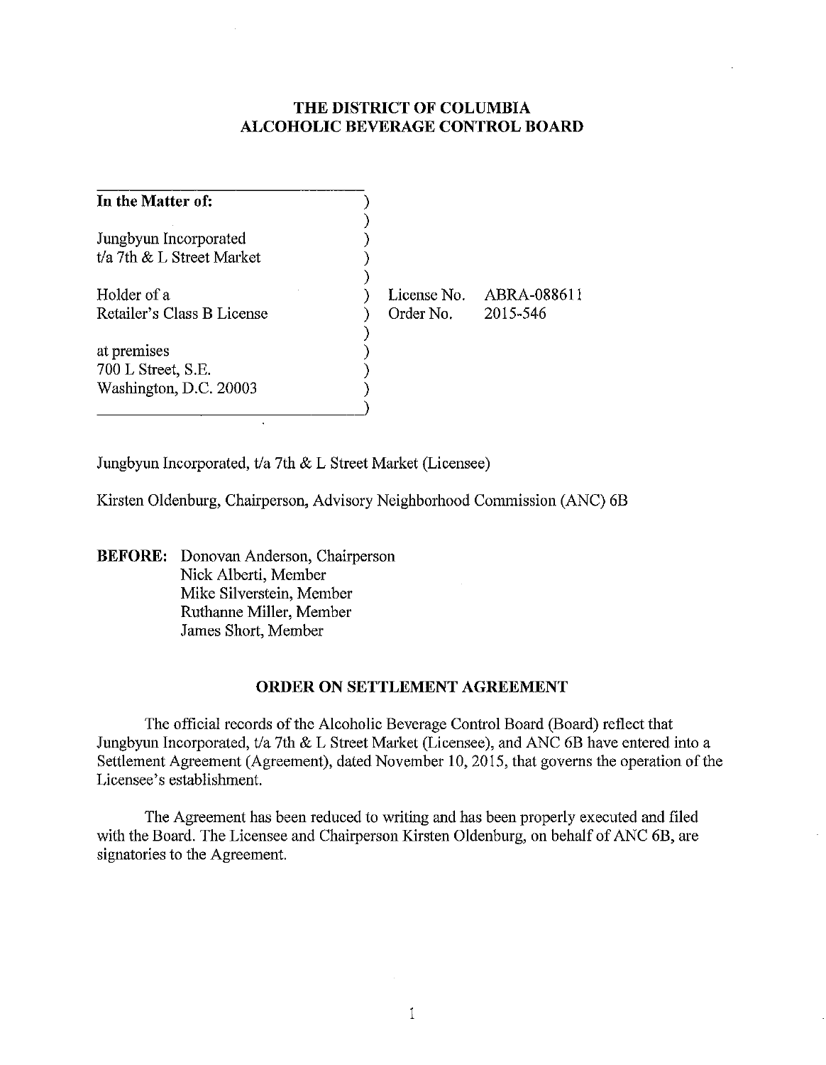# THE DISTRICT OF COLUMBIA ALCOHOLIC BEVERAGE CONTROL BOARD

| | |
|---|---|
| **In the Matter of:** | |
| Jungbyun Incorporated t/a 7th & L Street Market | |
| Holder of a Retailer's Class B License | License No. ABRA-088611 Order No. 2015-546 |
| at premises 700 L Street, S.E. Washington, D.C. 20003 | |

Jungbyun Incorporated, t/a 7th & L Street Market (Licensee)

Kirsten Oldenburg, Chairperson, Advisory Neighborhood Commission (ANC) 6B

**BEFORE:** Donovan Anderson, Chairperson
Nick Alberti, Member
Mike Silverstein, Member
Ruthanne Miller, Member
James Short, Member

## ORDER ON SETTLEMENT AGREEMENT

The official records of the Alcoholic Beverage Control Board (Board) reflect that Jungbyun Incorporated, t/a 7th & L Street Market (Licensee), and ANC 6B have entered into a Settlement Agreement (Agreement), dated November 10, 2015, that governs the operation of the Licensee's establishment.

The Agreement has been reduced to writing and has been properly executed and filed with the Board. The Licensee and Chairperson Kirsten Oldenburg, on behalf of ANC 6B, are signatories to the Agreement.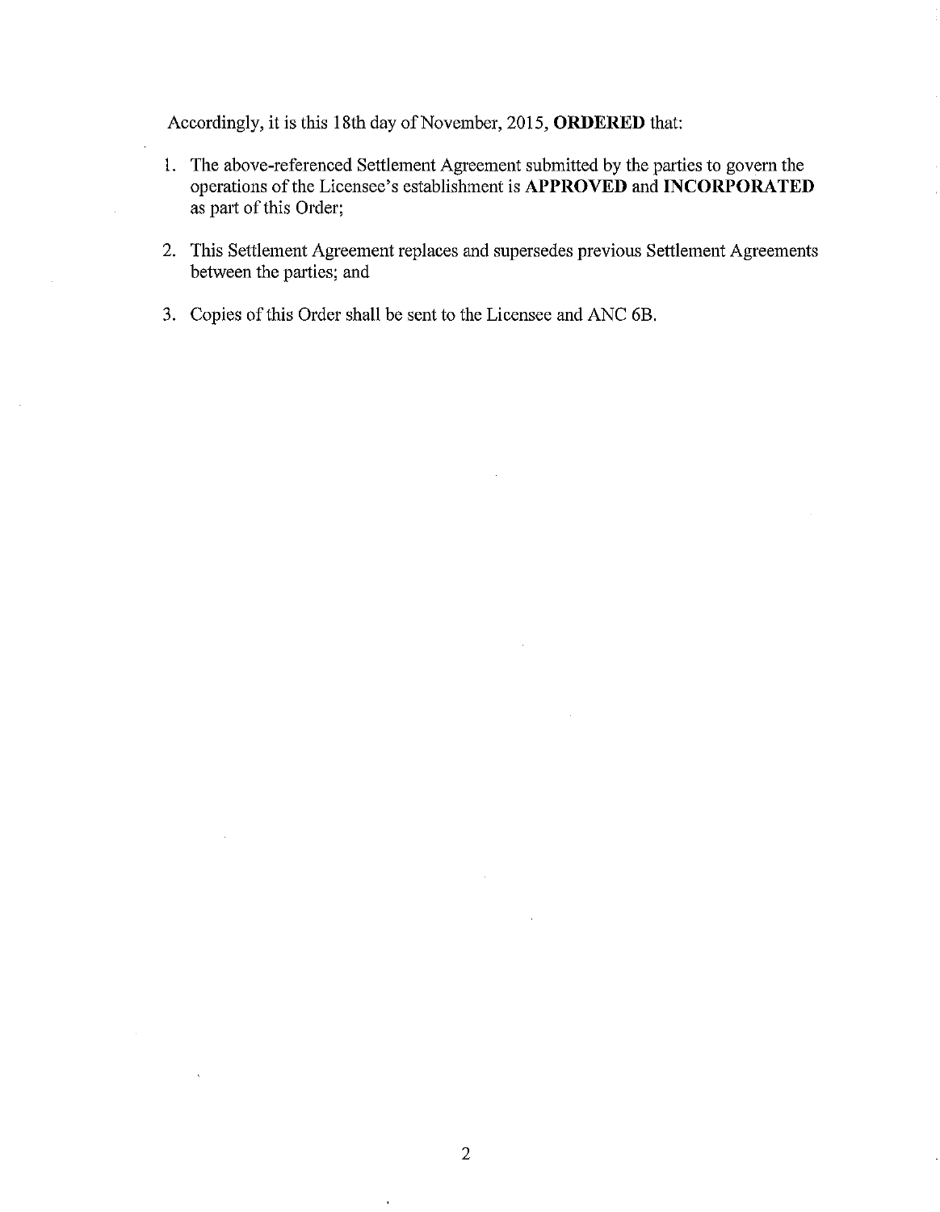Accordingly, it is this 18th day of November, 2015, **ORDERED** that:

1. The above-referenced Settlement Agreement submitted by the parties to govern the operations of the Licensee's establishment is **APPROVED** and **INCORPORATED** as part of this Order;

2. This Settlement Agreement replaces and supersedes previous Settlement Agreements between the parties; and

3. Copies of this Order shall be sent to the Licensee and ANC 6B.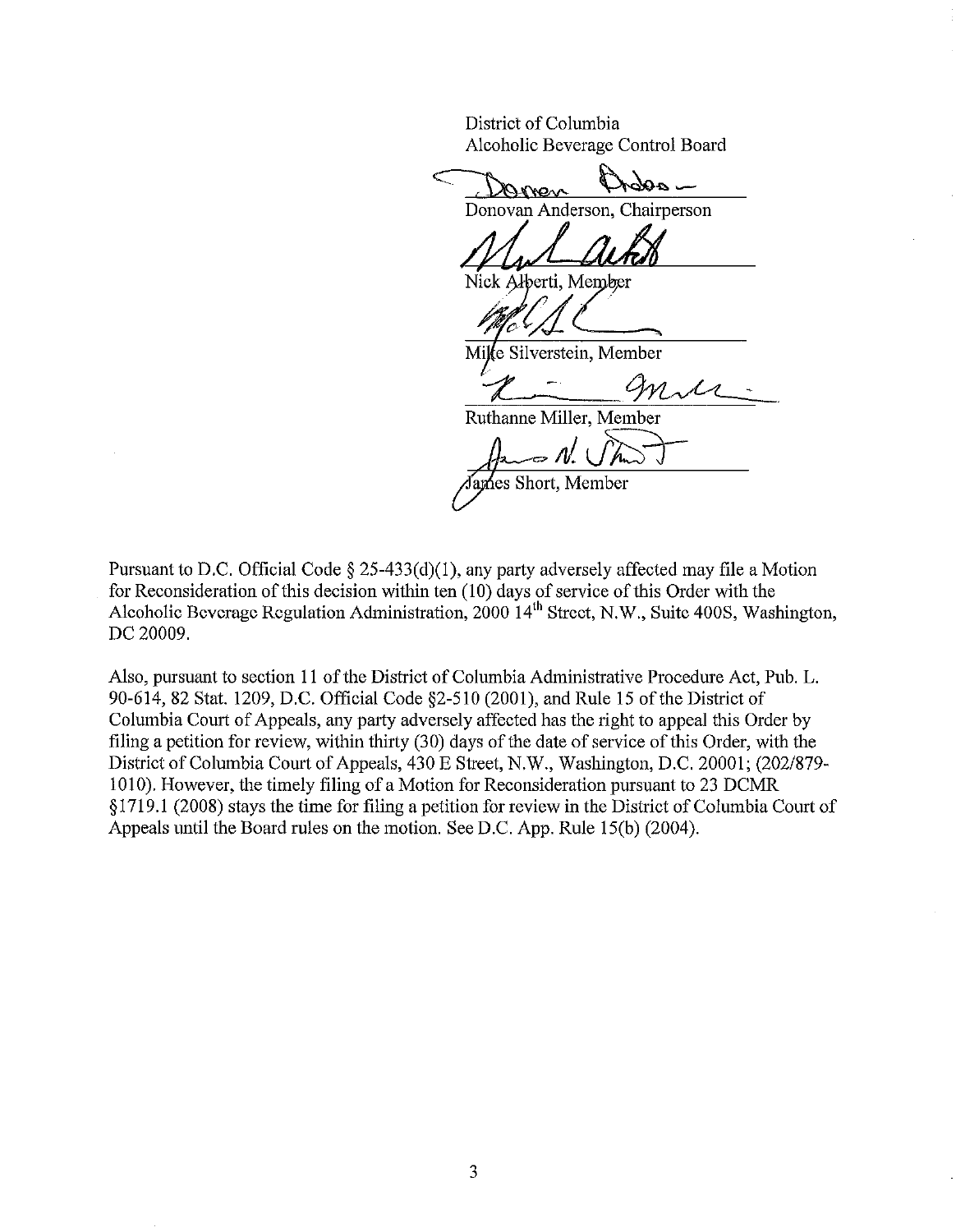District of Columbia
Alcoholic Beverage Control Board

Donovan Anderson, Chairperson

Nick Alberti, Member

Mike Silverstein, Member

Ruthanne Miller, Member

James Short, Member

Pursuant to D.C. Official Code § 25-433(d)(1), any party adversely affected may file a Motion for Reconsideration of this decision within ten (10) days of service of this Order with the Alcoholic Beverage Regulation Administration, 2000 14th Street, N.W., Suite 400S, Washington, DC 20009.

Also, pursuant to section 11 of the District of Columbia Administrative Procedure Act, Pub. L. 90-614, 82 Stat. 1209, D.C. Official Code §2-510 (2001), and Rule 15 of the District of Columbia Court of Appeals, any party adversely affected has the right to appeal this Order by filing a petition for review, within thirty (30) days of the date of service of this Order, with the District of Columbia Court of Appeals, 430 E Street, N.W., Washington, D.C. 20001; (202/879-1010). However, the timely filing of a Motion for Reconsideration pursuant to 23 DCMR §1719.1 (2008) stays the time for filing a petition for review in the District of Columbia Court of Appeals until the Board rules on the motion. See D.C. App. Rule 15(b) (2004).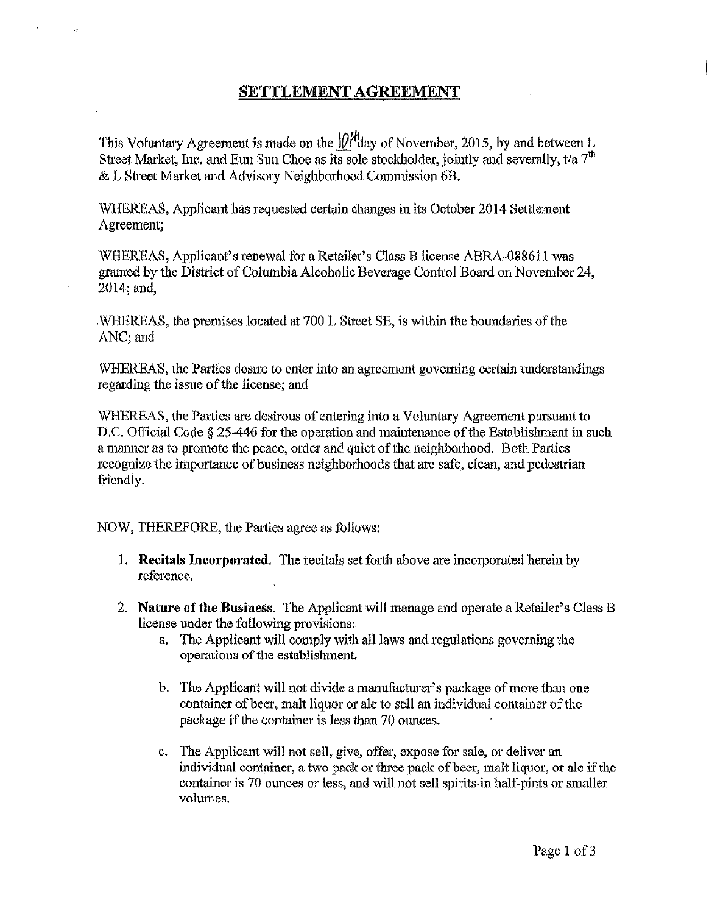# SETTLEMENT AGREEMENT

This Voluntary Agreement is made on the 10th day of November, 2015, by and between L Street Market, Inc. and Eun Sun Choe as its sole stockholder, jointly and severally, t/a 7th & L Street Market and Advisory Neighborhood Commission 6B.

WHEREAS, Applicant has requested certain changes in its October 2014 Settlement Agreement;

WHEREAS, Applicant's renewal for a Retailer's Class B license ABRA-088611 was granted by the District of Columbia Alcoholic Beverage Control Board on November 24, 2014; and,

WHEREAS, the premises located at 700 L Street SE, is within the boundaries of the ANC; and

WHEREAS, the Parties desire to enter into an agreement governing certain understandings regarding the issue of the license; and

WHEREAS, the Parties are desirous of entering into a Voluntary Agreement pursuant to D.C. Official Code § 25-446 for the operation and maintenance of the Establishment in such a manner as to promote the peace, order and quiet of the neighborhood. Both Parties recognize the importance of business neighborhoods that are safe, clean, and pedestrian friendly.

NOW, THEREFORE, the Parties agree as follows:

1. **Recitals Incorporated.** The recitals set forth above are incorporated herein by reference.

2. **Nature of the Business.** The Applicant will manage and operate a Retailer's Class B license under the following provisions:
   a. The Applicant will comply with all laws and regulations governing the operations of the establishment.

   b. The Applicant will not divide a manufacturer's package of more than one container of beer, malt liquor or ale to sell an individual container of the package if the container is less than 70 ounces.

   c. The Applicant will not sell, give, offer, expose for sale, or deliver an individual container, a two pack or three pack of beer, malt liquor, or ale if the container is 70 ounces or less, and will not sell spirits in half-pints or smaller volumes.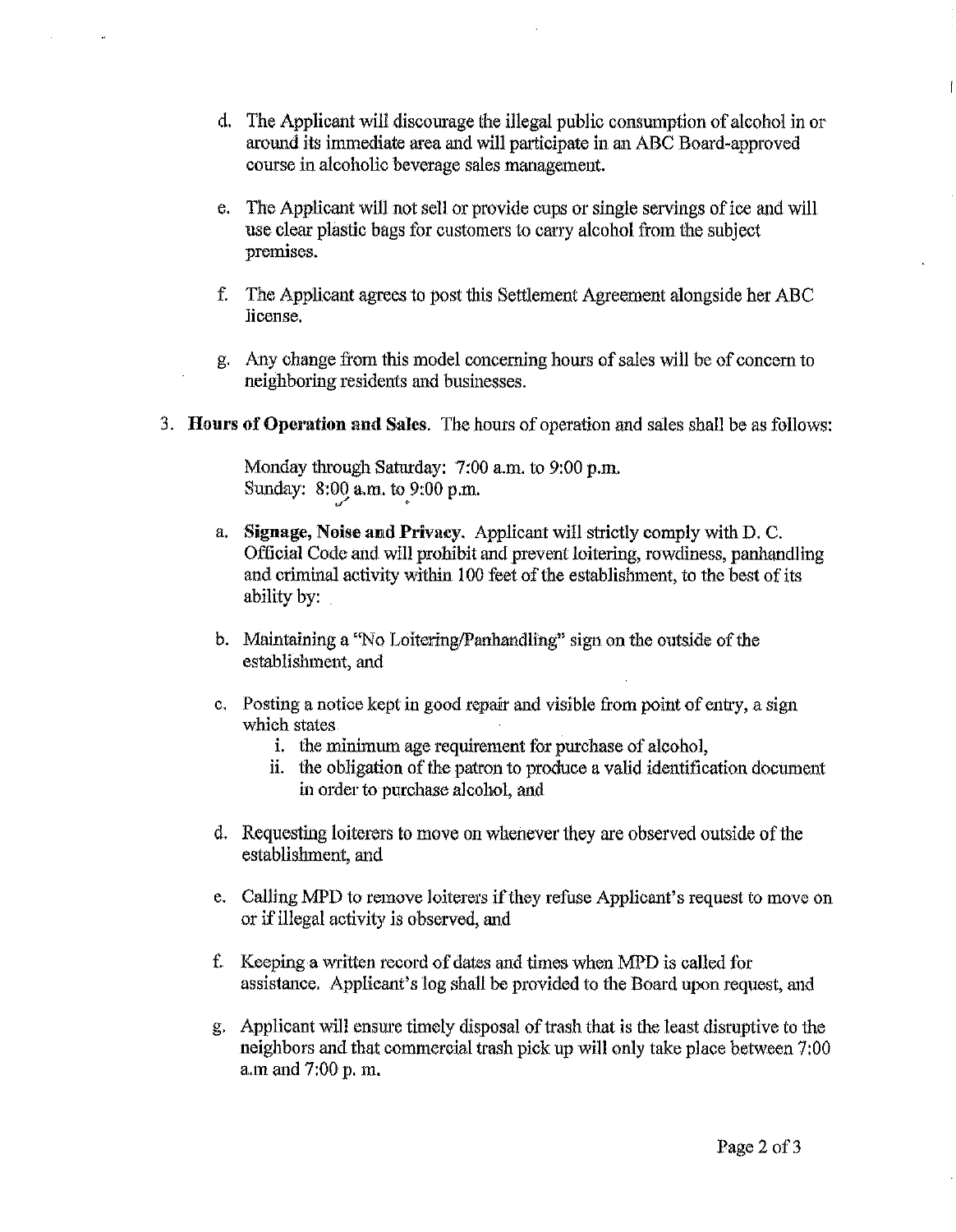d. The Applicant will discourage the illegal public consumption of alcohol in or around its immediate area and will participate in an ABC Board-approved course in alcoholic beverage sales management.

e. The Applicant will not sell or provide cups or single servings of ice and will use clear plastic bags for customers to carry alcohol from the subject premises.

f. The Applicant agrees to post this Settlement Agreement alongside her ABC license.

g. Any change from this model concerning hours of sales will be of concern to neighboring residents and businesses.

3. **Hours of Operation and Sales**. The hours of operation and sales shall be as follows:

   Monday through Saturday: 7:00 a.m. to 9:00 p.m.
   Sunday: 8:00 a.m. to 9:00 p.m.

   a. **Signage, Noise and Privacy.** Applicant will strictly comply with D. C. Official Code and will prohibit and prevent loitering, rowdiness, panhandling and criminal activity within 100 feet of the establishment, to the best of its ability by:

   b. Maintaining a "No Loitering/Panhandling" sign on the outside of the establishment, and

   c. Posting a notice kept in good repair and visible from point of entry, a sign which states
      i. the minimum age requirement for purchase of alcohol,
      ii. the obligation of the patron to produce a valid identification document in order to purchase alcohol, and

   d. Requesting loiterers to move on whenever they are observed outside of the establishment, and

   e. Calling MPD to remove loiterers if they refuse Applicant's request to move on or if illegal activity is observed, and

   f. Keeping a written record of dates and times when MPD is called for assistance. Applicant's log shall be provided to the Board upon request, and

   g. Applicant will ensure timely disposal of trash that is the least disruptive to the neighbors and that commercial trash pick up will only take place between 7:00 a.m and 7:00 p. m.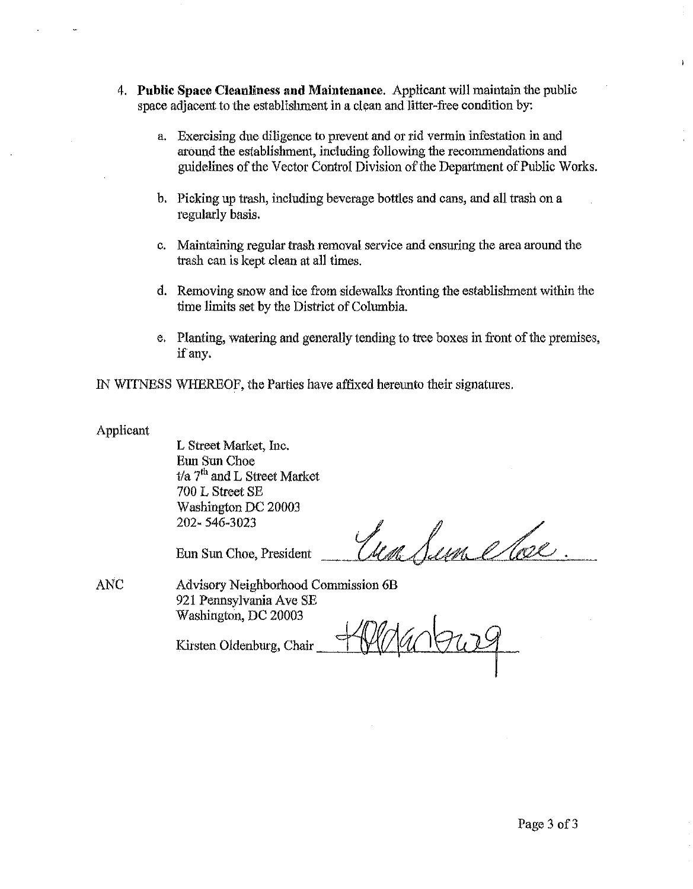4. **Public Space Cleanliness and Maintenance.** Applicant will maintain the public space adjacent to the establishment in a clean and litter-free condition by:

   a. Exercising due diligence to prevent and or rid vermin infestation in and around the establishment, including following the recommendations and guidelines of the Vector Control Division of the Department of Public Works.

   b. Picking up trash, including beverage bottles and cans, and all trash on a regularly basis.

   c. Maintaining regular trash removal service and ensuring the area around the trash can is kept clean at all times.

   d. Removing snow and ice from sidewalks fronting the establishment within the time limits set by the District of Columbia.

   e. Planting, watering and generally tending to tree boxes in front of the premises, if any.

IN WITNESS WHEREOF, the Parties have affixed hereunto their signatures.

Applicant

L Street Market, Inc.
Eun Sun Choe
t/a 7th and L Street Market
700 L Street SE
Washington DC 20003
202- 546-3023

Eun Sun Choe, President ____________________

ANC

Advisory Neighborhood Commission 6B
921 Pennsylvania Ave SE
Washington, DC 20003

Kirsten Oldenburg, Chair ____________________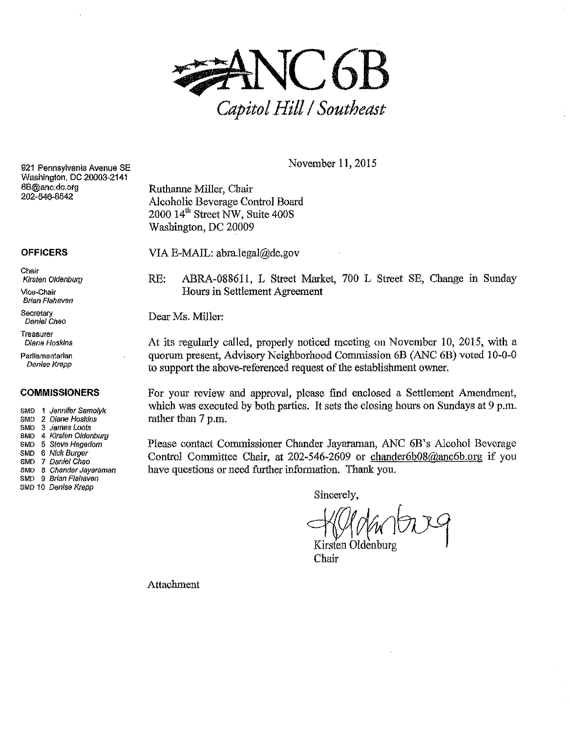# ANC 6B

*Capitol Hill / Southeast*

921 Pennsylvania Avenue SE
Washington, DC 20003-2141
6B@anc.dc.org
202-546-6542

**OFFICERS**

Chair
*Kirsten Oldenburg*

Vice-Chair
*Brian Flahaven*

Secretary
*Daniel Chao*

Treasurer
*Diane Hoskins*

Parliamentarian
*Denise Krepp*

**COMMISSIONERS**

SMD 1 *Jennifer Samolyk*
SMD 2 *Diane Hoskins*
SMD 3 *James Loots*
SMD 4 *Kirsten Oldenburg*
SMD 5 *Steve Hagedorn*
SMD 6 *Nick Burger*
SMD 7 *Daniel Chao*
SMD 8 *Chander Jayaraman*
SMD 9 *Brian Flahaven*
SMD 10 *Denise Krepp*

November 11, 2015

Ruthanne Miller, Chair
Alcoholic Beverage Control Board
2000 14th Street NW, Suite 400S
Washington, DC 20009

VIA E-MAIL: abra.legal@dc.gov

RE: ABRA-088611, L Street Market, 700 L Street SE, Change in Sunday Hours in Settlement Agreement

Dear Ms. Miller:

At its regularly called, properly noticed meeting on November 10, 2015, with a quorum present, Advisory Neighborhood Commission 6B (ANC 6B) voted 10-0-0 to support the above-referenced request of the establishment owner.

For your review and approval, please find enclosed a Settlement Amendment, which was executed by both parties. It sets the closing hours on Sundays at 9 p.m. rather than 7 p.m.

Please contact Commissioner Chander Jayaraman, ANC 6B's Alcohol Beverage Control Committee Chair, at 202-546-2609 or chander6b08@anc6b.org if you have questions or need further information. Thank you.

Sincerely,

Kirsten Oldenburg
Chair

Attachment